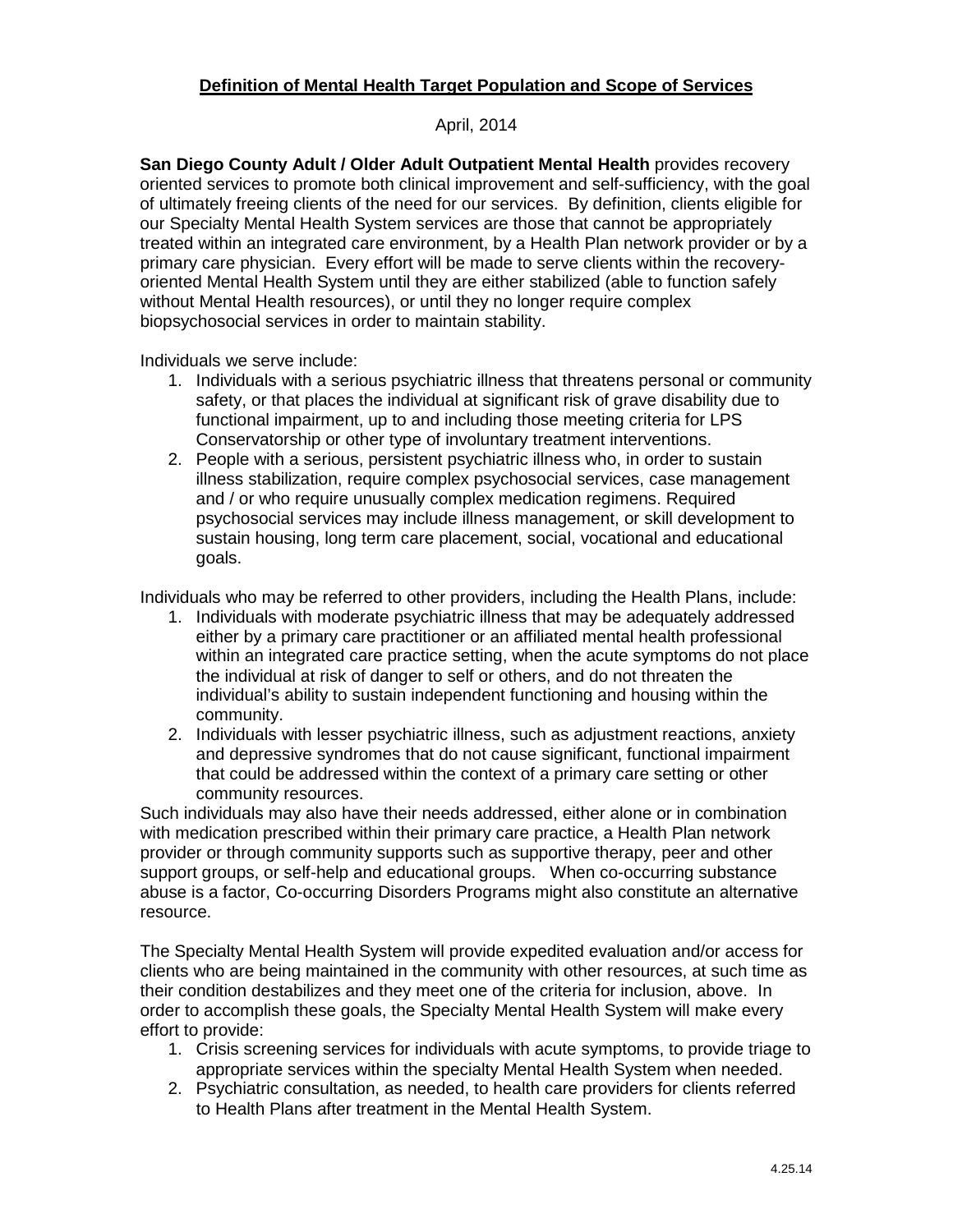# Definition of Mental Health Target Population and Scope of Services

April, 2014

**San Diego County Adult / Older Adult Outpatient Mental Health** provides recovery oriented services to promote both clinical improvement and self-sufficiency, with the goal of ultimately freeing clients of the need for our services. By definition, clients eligible for our Specialty Mental Health System services are those that cannot be appropriately treated within an integrated care environment, by a Health Plan network provider or by a primary care physician. Every effort will be made to serve clients within the recovery-oriented Mental Health System until they are either stabilized (able to function safely without Mental Health resources), or until they no longer require complex biopsychosocial services in order to maintain stability.

Individuals we serve include:

1. Individuals with a serious psychiatric illness that threatens personal or community safety, or that places the individual at significant risk of grave disability due to functional impairment, up to and including those meeting criteria for LPS Conservatorship or other type of involuntary treatment interventions.
2. People with a serious, persistent psychiatric illness who, in order to sustain illness stabilization, require complex psychosocial services, case management and / or who require unusually complex medication regimens. Required psychosocial services may include illness management, or skill development to sustain housing, long term care placement, social, vocational and educational goals.

Individuals who may be referred to other providers, including the Health Plans, include:

1. Individuals with moderate psychiatric illness that may be adequately addressed either by a primary care practitioner or an affiliated mental health professional within an integrated care practice setting, when the acute symptoms do not place the individual at risk of danger to self or others, and do not threaten the individual's ability to sustain independent functioning and housing within the community.
2. Individuals with lesser psychiatric illness, such as adjustment reactions, anxiety and depressive syndromes that do not cause significant, functional impairment that could be addressed within the context of a primary care setting or other community resources.

Such individuals may also have their needs addressed, either alone or in combination with medication prescribed within their primary care practice, a Health Plan network provider or through community supports such as supportive therapy, peer and other support groups, or self-help and educational groups. When co-occurring substance abuse is a factor, Co-occurring Disorders Programs might also constitute an alternative resource.

The Specialty Mental Health System will provide expedited evaluation and/or access for clients who are being maintained in the community with other resources, at such time as their condition destabilizes and they meet one of the criteria for inclusion, above. In order to accomplish these goals, the Specialty Mental Health System will make every effort to provide:

1. Crisis screening services for individuals with acute symptoms, to provide triage to appropriate services within the specialty Mental Health System when needed.
2. Psychiatric consultation, as needed, to health care providers for clients referred to Health Plans after treatment in the Mental Health System.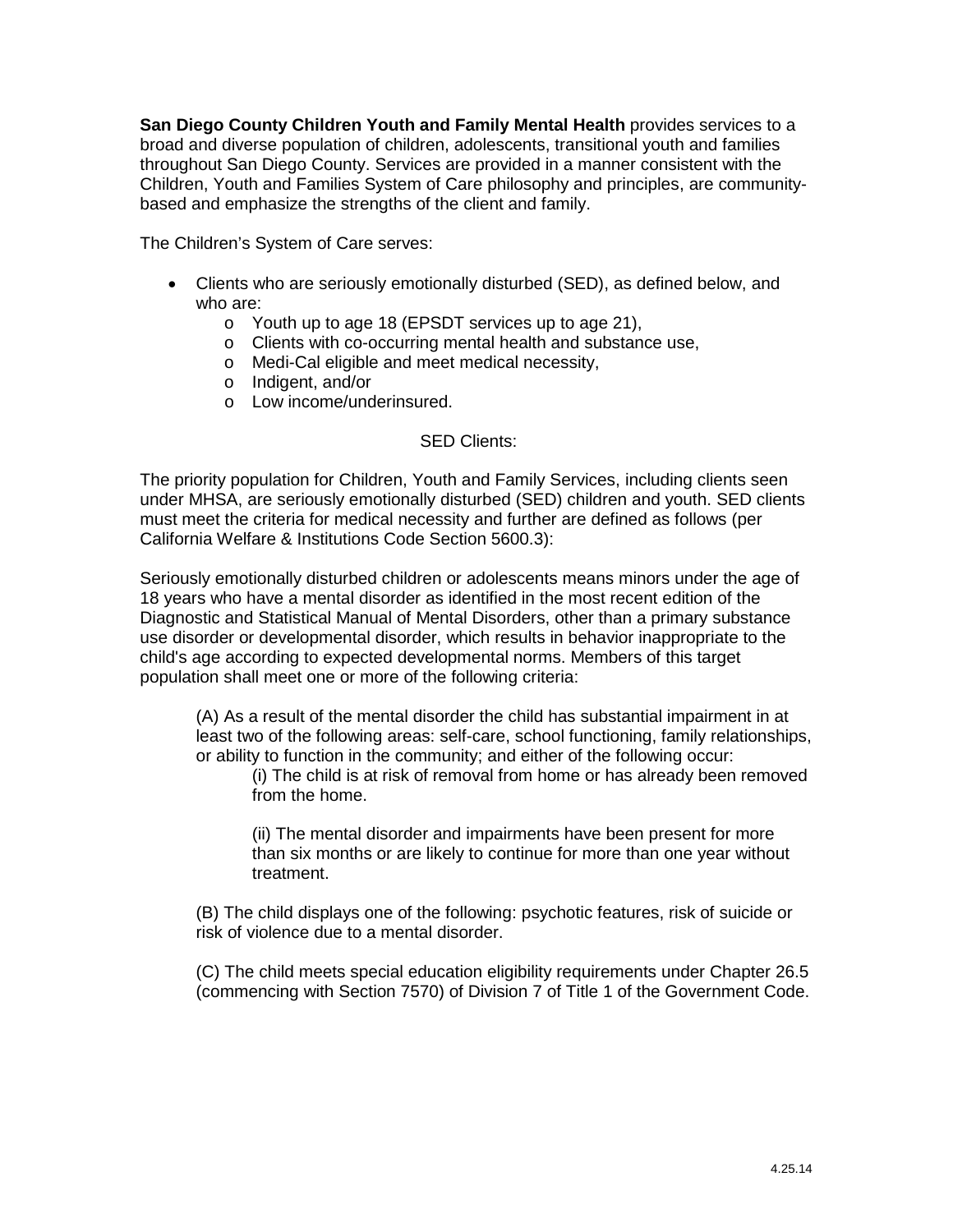**San Diego County Children Youth and Family Mental Health** provides services to a broad and diverse population of children, adolescents, transitional youth and families throughout San Diego County. Services are provided in a manner consistent with the Children, Youth and Families System of Care philosophy and principles, are community-based and emphasize the strengths of the client and family.

The Children's System of Care serves:

- Clients who are seriously emotionally disturbed (SED), as defined below, and who are:
  - Youth up to age 18 (EPSDT services up to age 21),
  - Clients with co-occurring mental health and substance use,
  - Medi-Cal eligible and meet medical necessity,
  - Indigent, and/or
  - Low income/underinsured.

SED Clients:

The priority population for Children, Youth and Family Services, including clients seen under MHSA, are seriously emotionally disturbed (SED) children and youth. SED clients must meet the criteria for medical necessity and further are defined as follows (per California Welfare & Institutions Code Section 5600.3):

Seriously emotionally disturbed children or adolescents means minors under the age of 18 years who have a mental disorder as identified in the most recent edition of the Diagnostic and Statistical Manual of Mental Disorders, other than a primary substance use disorder or developmental disorder, which results in behavior inappropriate to the child's age according to expected developmental norms. Members of this target population shall meet one or more of the following criteria:

> (A) As a result of the mental disorder the child has substantial impairment in at least two of the following areas: self-care, school functioning, family relationships, or ability to function in the community; and either of the following occur:
>
> > (i) The child is at risk of removal from home or has already been removed from the home.
> >
> > (ii) The mental disorder and impairments have been present for more than six months or are likely to continue for more than one year without treatment.
>
> (B) The child displays one of the following: psychotic features, risk of suicide or risk of violence due to a mental disorder.
>
> (C) The child meets special education eligibility requirements under Chapter 26.5 (commencing with Section 7570) of Division 7 of Title 1 of the Government Code.

4.25.14